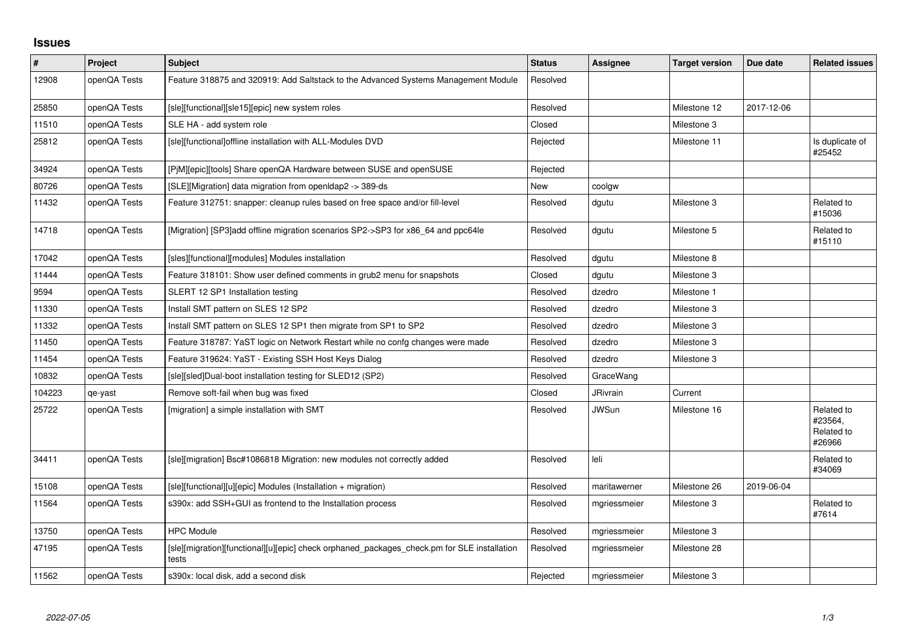## Issues

| # | Project | Subject | Status | Assignee | Target version | Due date | Related issues |
|---|---|---|---|---|---|---|---|
| 12908 | openQA Tests | Feature 318875 and 320919: Add Saltstack to the Advanced Systems Management Module | Resolved | | | | |
| 25850 | openQA Tests | [sle][functional][sle15][epic] new system roles | Resolved | | Milestone 12 | 2017-12-06 | |
| 11510 | openQA Tests | SLE HA - add system role | Closed | | Milestone 3 | | |
| 25812 | openQA Tests | [sle][functional]offline installation with ALL-Modules DVD | Rejected | | Milestone 11 | | Is duplicate of #25452 |
| 34924 | openQA Tests | [PjM][epic][tools] Share openQA Hardware between SUSE and openSUSE | Rejected | | | | |
| 80726 | openQA Tests | [SLE][Migration] data migration from openldap2 -> 389-ds | New | coolgw | | | |
| 11432 | openQA Tests | Feature 312751: snapper: cleanup rules based on free space and/or fill-level | Resolved | dgutu | Milestone 3 | | Related to #15036 |
| 14718 | openQA Tests | [Migration] [SP3]add offline migration scenarios SP2->SP3 for x86_64 and ppc64le | Resolved | dgutu | Milestone 5 | | Related to #15110 |
| 17042 | openQA Tests | [sles][functional][modules] Modules installation | Resolved | dgutu | Milestone 8 | | |
| 11444 | openQA Tests | Feature 318101: Show user defined comments in grub2 menu for snapshots | Closed | dgutu | Milestone 3 | | |
| 9594 | openQA Tests | SLERT 12 SP1 Installation testing | Resolved | dzedro | Milestone 1 | | |
| 11330 | openQA Tests | Install SMT pattern on SLES 12 SP2 | Resolved | dzedro | Milestone 3 | | |
| 11332 | openQA Tests | Install SMT pattern on SLES 12 SP1 then migrate from SP1 to SP2 | Resolved | dzedro | Milestone 3 | | |
| 11450 | openQA Tests | Feature 318787: YaST logic on Network Restart while no confg changes were made | Resolved | dzedro | Milestone 3 | | |
| 11454 | openQA Tests | Feature 319624: YaST - Existing SSH Host Keys Dialog | Resolved | dzedro | Milestone 3 | | |
| 10832 | openQA Tests | [sle][sled]Dual-boot installation testing for SLED12 (SP2) | Resolved | GraceWang | | | |
| 104223 | qe-yast | Remove soft-fail when bug was fixed | Closed | JRivrain | Current | | |
| 25722 | openQA Tests | [migration] a simple installation with SMT | Resolved | JWSun | Milestone 16 | | Related to #23564, Related to #26966 |
| 34411 | openQA Tests | [sle][migration] Bsc#1086818 Migration: new modules not correctly added | Resolved | leli | | | Related to #34069 |
| 15108 | openQA Tests | [sle][functional][u][epic] Modules (Installation + migration) | Resolved | maritawerner | Milestone 26 | 2019-06-04 | |
| 11564 | openQA Tests | s390x: add SSH+GUI as frontend to the Installation process | Resolved | mgriessmeier | Milestone 3 | | Related to #7614 |
| 13750 | openQA Tests | HPC Module | Resolved | mgriessmeier | Milestone 3 | | |
| 47195 | openQA Tests | [sle][migration][functional][u][epic] check orphaned_packages_check.pm for SLE installation tests | Resolved | mgriessmeier | Milestone 28 | | |
| 11562 | openQA Tests | s390x: local disk, add a second disk | Rejected | mgriessmeier | Milestone 3 | | |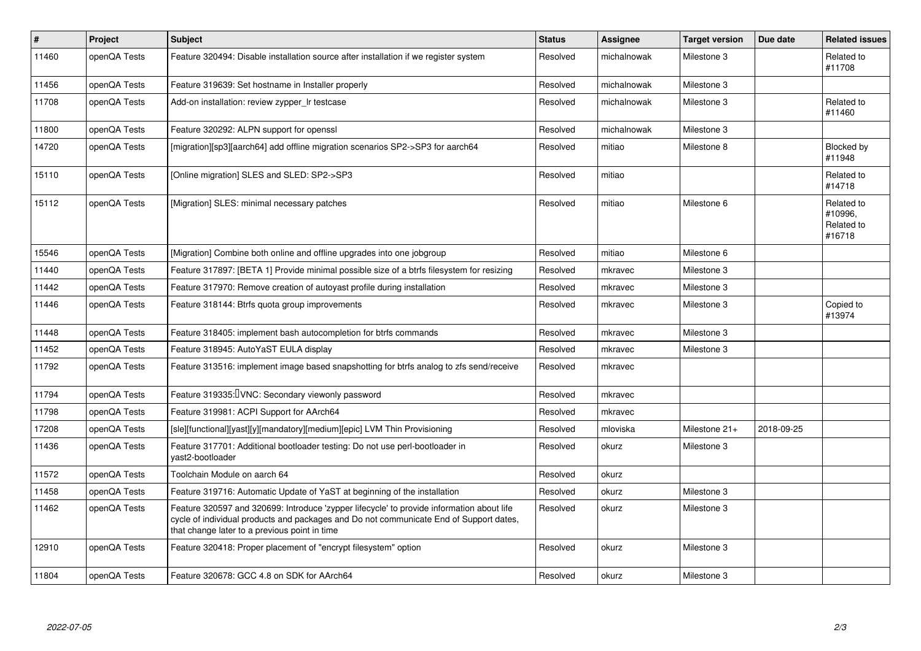| # | Project | Subject | Status | Assignee | Target version | Due date | Related issues |
|---|---|---|---|---|---|---|---|
| 11460 | openQA Tests | Feature 320494: Disable installation source after installation if we register system | Resolved | michalnowak | Milestone 3 | | Related to #11708 |
| 11456 | openQA Tests | Feature 319639: Set hostname in Installer properly | Resolved | michalnowak | Milestone 3 | | |
| 11708 | openQA Tests | Add-on installation: review zypper_lr testcase | Resolved | michalnowak | Milestone 3 | | Related to #11460 |
| 11800 | openQA Tests | Feature 320292: ALPN support for openssl | Resolved | michalnowak | Milestone 3 | | |
| 14720 | openQA Tests | [migration][sp3][aarch64] add offline migration scenarios SP2->SP3 for aarch64 | Resolved | mitiao | Milestone 8 | | Blocked by #11948 |
| 15110 | openQA Tests | [Online migration] SLES and SLED: SP2->SP3 | Resolved | mitiao | | | Related to #14718 |
| 15112 | openQA Tests | [Migration] SLES: minimal necessary patches | Resolved | mitiao | Milestone 6 | | Related to #10996, Related to #16718 |
| 15546 | openQA Tests | [Migration] Combine both online and offline upgrades into one jobgroup | Resolved | mitiao | Milestone 6 | | |
| 11440 | openQA Tests | Feature 317897: [BETA 1] Provide minimal possible size of a btrfs filesystem for resizing | Resolved | mkravec | Milestone 3 | | |
| 11442 | openQA Tests | Feature 317970: Remove creation of autoyast profile during installation | Resolved | mkravec | Milestone 3 | | |
| 11446 | openQA Tests | Feature 318144: Btrfs quota group improvements | Resolved | mkravec | Milestone 3 | | Copied to #13974 |
| 11448 | openQA Tests | Feature 318405: implement bash autocompletion for btrfs commands | Resolved | mkravec | Milestone 3 | | |
| 11452 | openQA Tests | Feature 318945: AutoYaST EULA display | Resolved | mkravec | Milestone 3 | | |
| 11792 | openQA Tests | Feature 313516: implement image based snapshotting for btrfs analog to zfs send/receive | Resolved | mkravec | | | |
| 11794 | openQA Tests | Feature 319335: VNC: Secondary viewonly password | Resolved | mkravec | | | |
| 11798 | openQA Tests | Feature 319981: ACPI Support for AArch64 | Resolved | mkravec | | | |
| 17208 | openQA Tests | [sle][functional][yast][y][mandatory][medium][epic] LVM Thin Provisioning | Resolved | mloviska | Milestone 21+ | 2018-09-25 | |
| 11436 | openQA Tests | Feature 317701: Additional bootloader testing: Do not use perl-bootloader in yast2-bootloader | Resolved | okurz | Milestone 3 | | |
| 11572 | openQA Tests | Toolchain Module on aarch 64 | Resolved | okurz | | | |
| 11458 | openQA Tests | Feature 319716: Automatic Update of YaST at beginning of the installation | Resolved | okurz | Milestone 3 | | |
| 11462 | openQA Tests | Feature 320597 and 320699: Introduce 'zypper lifecycle' to provide information about life cycle of individual products and packages and Do not communicate End of Support dates, that change later to a previous point in time | Resolved | okurz | Milestone 3 | | |
| 12910 | openQA Tests | Feature 320418: Proper placement of "encrypt filesystem" option | Resolved | okurz | Milestone 3 | | |
| 11804 | openQA Tests | Feature 320678: GCC 4.8 on SDK for AArch64 | Resolved | okurz | Milestone 3 | | |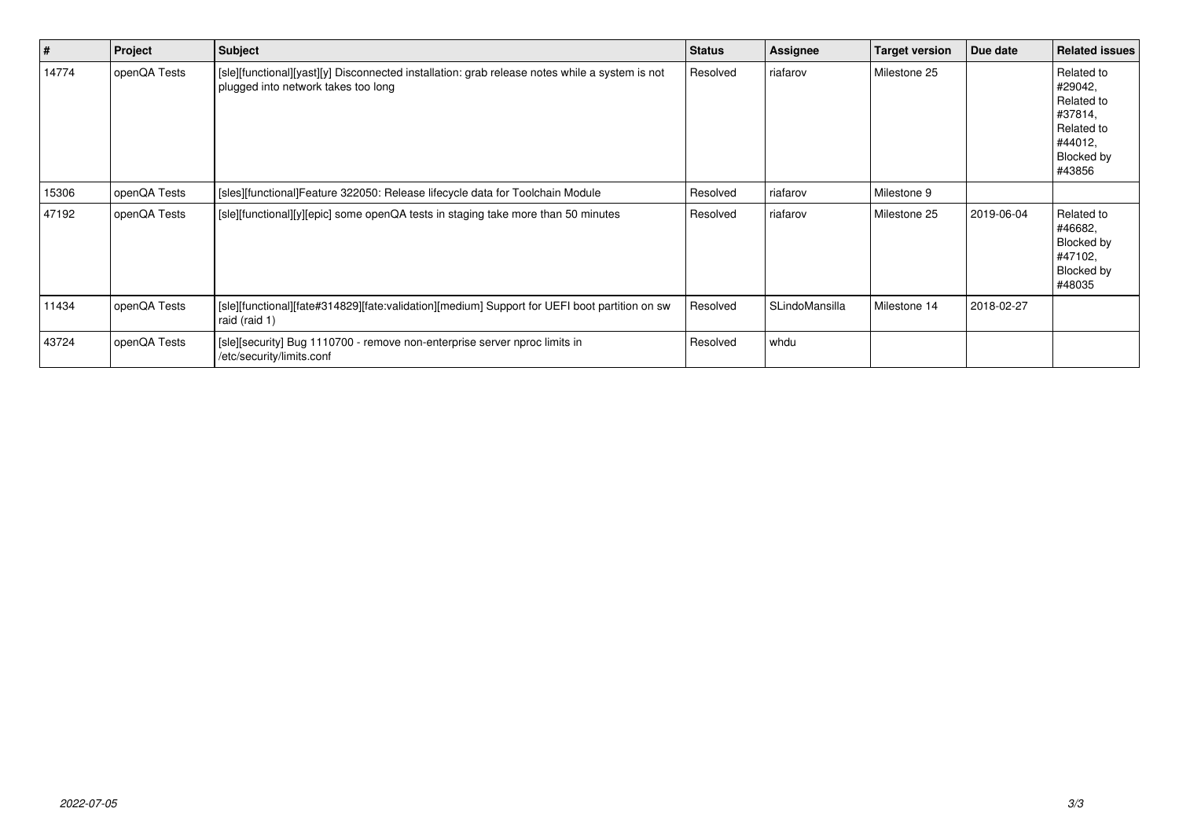| # | Project | Subject | Status | Assignee | Target version | Due date | Related issues |
|---|---|---|---|---|---|---|---|
| 14774 | openQA Tests | [sle][functional][yast][y] Disconnected installation: grab release notes while a system is not plugged into network takes too long | Resolved | riafarov | Milestone 25 | | Related to #29042, Related to #37814, Related to #44012, Blocked by #43856 |
| 15306 | openQA Tests | [sles][functional]Feature 322050: Release lifecycle data for Toolchain Module | Resolved | riafarov | Milestone 9 | | |
| 47192 | openQA Tests | [sle][functional][y][epic] some openQA tests in staging take more than 50 minutes | Resolved | riafarov | Milestone 25 | 2019-06-04 | Related to #46682, Blocked by #47102, Blocked by #48035 |
| 11434 | openQA Tests | [sle][functional][fate#314829][fate:validation][medium] Support for UEFI boot partition on sw raid (raid 1) | Resolved | SLindoMansilla | Milestone 14 | 2018-02-27 | |
| 43724 | openQA Tests | [sle][security] Bug 1110700 - remove non-enterprise server nproc limits in /etc/security/limits.conf | Resolved | whdu | | | |